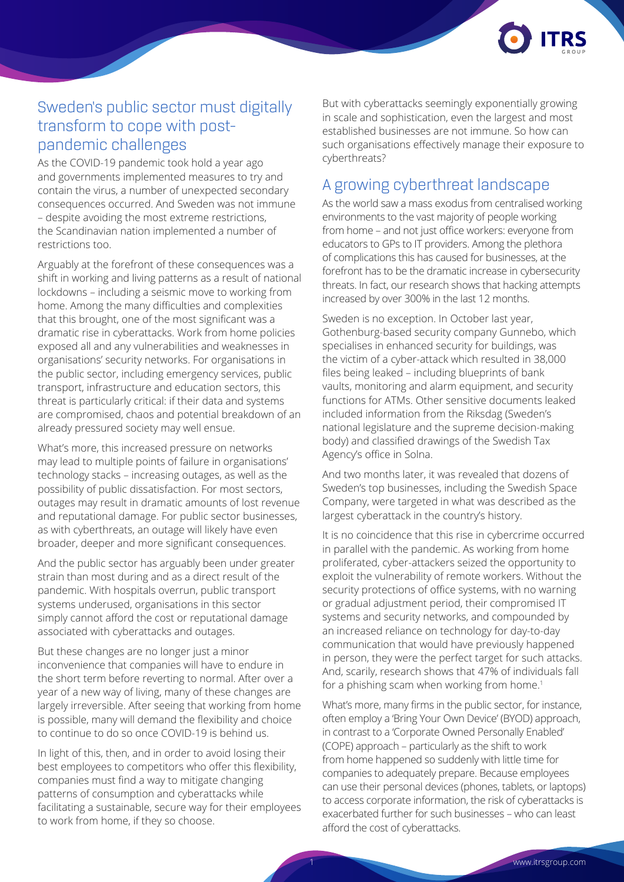## Sweden's public sector must digitally transform to cope with post-pandemic challenges

As the COVID-19 pandemic took hold a year ago and governments implemented measures to try and contain the virus, a number of unexpected secondary consequences occurred. And Sweden was not immune – despite avoiding the most extreme restrictions, the Scandinavian nation implemented a number of restrictions too.

Arguably at the forefront of these consequences was a shift in working and living patterns as a result of national lockdowns – including a seismic move to working from home. Among the many difficulties and complexities that this brought, one of the most significant was a dramatic rise in cyberattacks. Work from home policies exposed all and any vulnerabilities and weaknesses in organisations' security networks. For organisations in the public sector, including emergency services, public transport, infrastructure and education sectors, this threat is particularly critical: if their data and systems are compromised, chaos and potential breakdown of an already pressured society may well ensue.

What's more, this increased pressure on networks may lead to multiple points of failure in organisations' technology stacks – increasing outages, as well as the possibility of public dissatisfaction. For most sectors, outages may result in dramatic amounts of lost revenue and reputational damage. For public sector businesses, as with cyberthreats, an outage will likely have even broader, deeper and more significant consequences.

And the public sector has arguably been under greater strain than most during and as a direct result of the pandemic. With hospitals overrun, public transport systems underused, organisations in this sector simply cannot afford the cost or reputational damage associated with cyberattacks and outages.

But these changes are no longer just a minor inconvenience that companies will have to endure in the short term before reverting to normal. After over a year of a new way of living, many of these changes are largely irreversible. After seeing that working from home is possible, many will demand the flexibility and choice to continue to do so once COVID-19 is behind us.

In light of this, then, and in order to avoid losing their best employees to competitors who offer this flexibility, companies must find a way to mitigate changing patterns of consumption and cyberattacks while facilitating a sustainable, secure way for their employees to work from home, if they so choose.

But with cyberattacks seemingly exponentially growing in scale and sophistication, even the largest and most established businesses are not immune. So how can such organisations effectively manage their exposure to cyberthreats?

## A growing cyberthreat landscape

As the world saw a mass exodus from centralised working environments to the vast majority of people working from home – and not just office workers: everyone from educators to GPs to IT providers. Among the plethora of complications this has caused for businesses, at the forefront has to be the dramatic increase in cybersecurity threats. In fact, our research shows that hacking attempts increased by over 300% in the last 12 months.

Sweden is no exception. In October last year, Gothenburg-based security company Gunnebo, which specialises in enhanced security for buildings, was the victim of a cyber-attack which resulted in 38,000 files being leaked – including blueprints of bank vaults, monitoring and alarm equipment, and security functions for ATMs. Other sensitive documents leaked included information from the Riksdag (Sweden's national legislature and the supreme decision-making body) and classified drawings of the Swedish Tax Agency's office in Solna.

And two months later, it was revealed that dozens of Sweden's top businesses, including the Swedish Space Company, were targeted in what was described as the largest cyberattack in the country's history.

It is no coincidence that this rise in cybercrime occurred in parallel with the pandemic. As working from home proliferated, cyber-attackers seized the opportunity to exploit the vulnerability of remote workers. Without the security protections of office systems, with no warning or gradual adjustment period, their compromised IT systems and security networks, and compounded by an increased reliance on technology for day-to-day communication that would have previously happened in person, they were the perfect target for such attacks. And, scarily, research shows that 47% of individuals fall for a phishing scam when working from home.[1]

What's more, many firms in the public sector, for instance, often employ a 'Bring Your Own Device' (BYOD) approach, in contrast to a 'Corporate Owned Personally Enabled' (COPE) approach – particularly as the shift to work from home happened so suddenly with little time for companies to adequately prepare. Because employees can use their personal devices (phones, tablets, or laptops) to access corporate information, the risk of cyberattacks is exacerbated further for such businesses – who can least afford the cost of cyberattacks.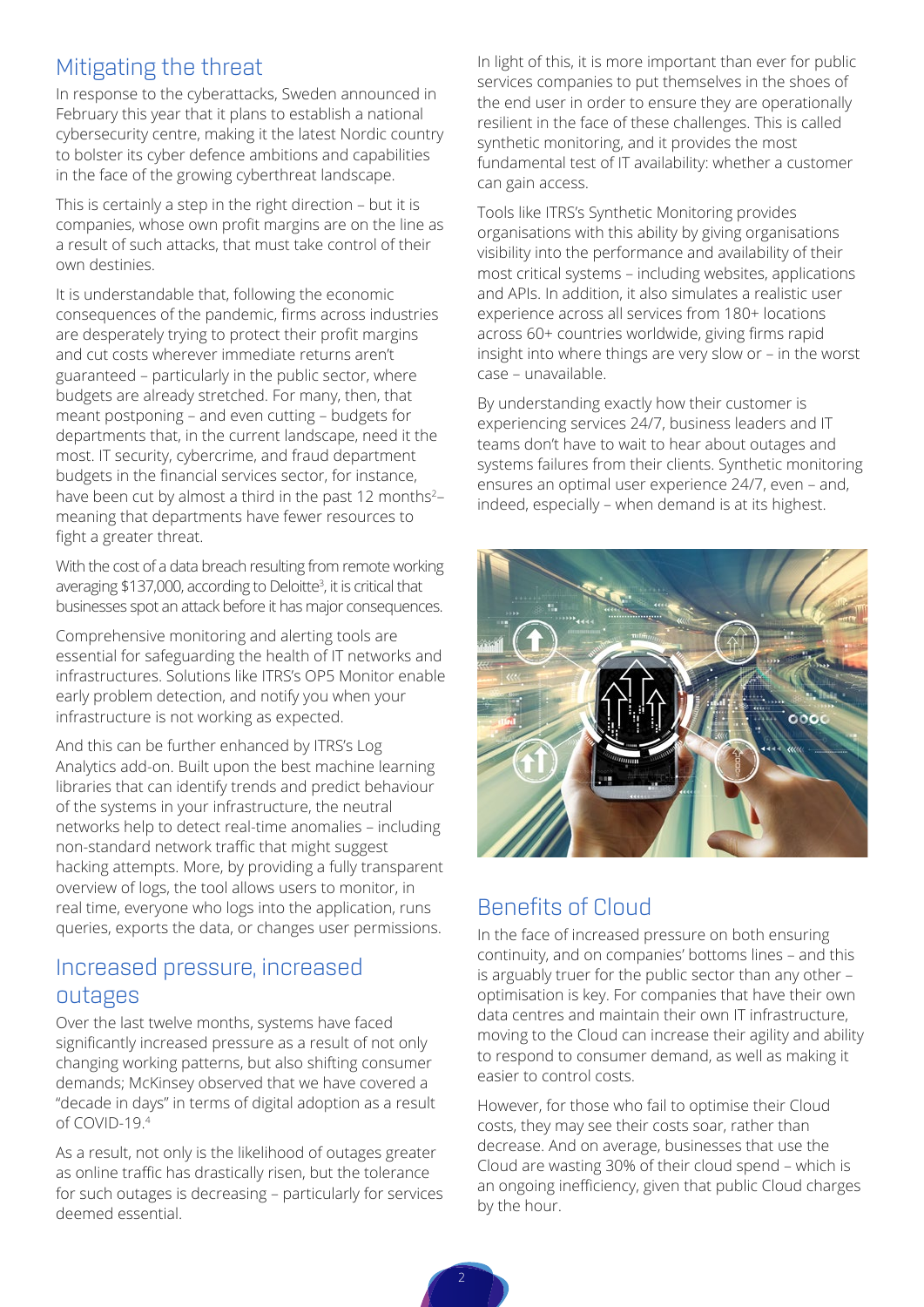## Mitigating the threat

In response to the cyberattacks, Sweden announced in February this year that it plans to establish a national cybersecurity centre, making it the latest Nordic country to bolster its cyber defence ambitions and capabilities in the face of the growing cyberthreat landscape.

This is certainly a step in the right direction – but it is companies, whose own profit margins are on the line as a result of such attacks, that must take control of their own destinies.

It is understandable that, following the economic consequences of the pandemic, firms across industries are desperately trying to protect their profit margins and cut costs wherever immediate returns aren't guaranteed – particularly in the public sector, where budgets are already stretched. For many, then, that meant postponing – and even cutting – budgets for departments that, in the current landscape, need it the most. IT security, cybercrime, and fraud department budgets in the financial services sector, for instance, have been cut by almost a third in the past 12 months[2]– meaning that departments have fewer resources to fight a greater threat.

With the cost of a data breach resulting from remote working averaging $137,000, according to Deloitte[3], it is critical that businesses spot an attack before it has major consequences.

Comprehensive monitoring and alerting tools are essential for safeguarding the health of IT networks and infrastructures. Solutions like ITRS's OP5 Monitor enable early problem detection, and notify you when your infrastructure is not working as expected.

And this can be further enhanced by ITRS's Log Analytics add-on. Built upon the best machine learning libraries that can identify trends and predict behaviour of the systems in your infrastructure, the neutral networks help to detect real-time anomalies – including non-standard network traffic that might suggest hacking attempts. More, by providing a fully transparent overview of logs, the tool allows users to monitor, in real time, everyone who logs into the application, runs queries, exports the data, or changes user permissions.

## Increased pressure, increased outages

Over the last twelve months, systems have faced significantly increased pressure as a result of not only changing working patterns, but also shifting consumer demands; McKinsey observed that we have covered a "decade in days" in terms of digital adoption as a result of COVID-19.[4]

As a result, not only is the likelihood of outages greater as online traffic has drastically risen, but the tolerance for such outages is decreasing – particularly for services deemed essential.

In light of this, it is more important than ever for public services companies to put themselves in the shoes of the end user in order to ensure they are operationally resilient in the face of these challenges. This is called synthetic monitoring, and it provides the most fundamental test of IT availability: whether a customer can gain access.

Tools like ITRS's Synthetic Monitoring provides organisations with this ability by giving organisations visibility into the performance and availability of their most critical systems – including websites, applications and APIs. In addition, it also simulates a realistic user experience across all services from 180+ locations across 60+ countries worldwide, giving firms rapid insight into where things are very slow or – in the worst case – unavailable.

By understanding exactly how their customer is experiencing services 24/7, business leaders and IT teams don't have to wait to hear about outages and systems failures from their clients. Synthetic monitoring ensures an optimal user experience 24/7, even – and, indeed, especially – when demand is at its highest.

## Benefits of Cloud

In the face of increased pressure on both ensuring continuity, and on companies' bottoms lines – and this is arguably truer for the public sector than any other – optimisation is key. For companies that have their own data centres and maintain their own IT infrastructure, moving to the Cloud can increase their agility and ability to respond to consumer demand, as well as making it easier to control costs.

However, for those who fail to optimise their Cloud costs, they may see their costs soar, rather than decrease. And on average, businesses that use the Cloud are wasting 30% of their cloud spend – which is an ongoing inefficiency, given that public Cloud charges by the hour.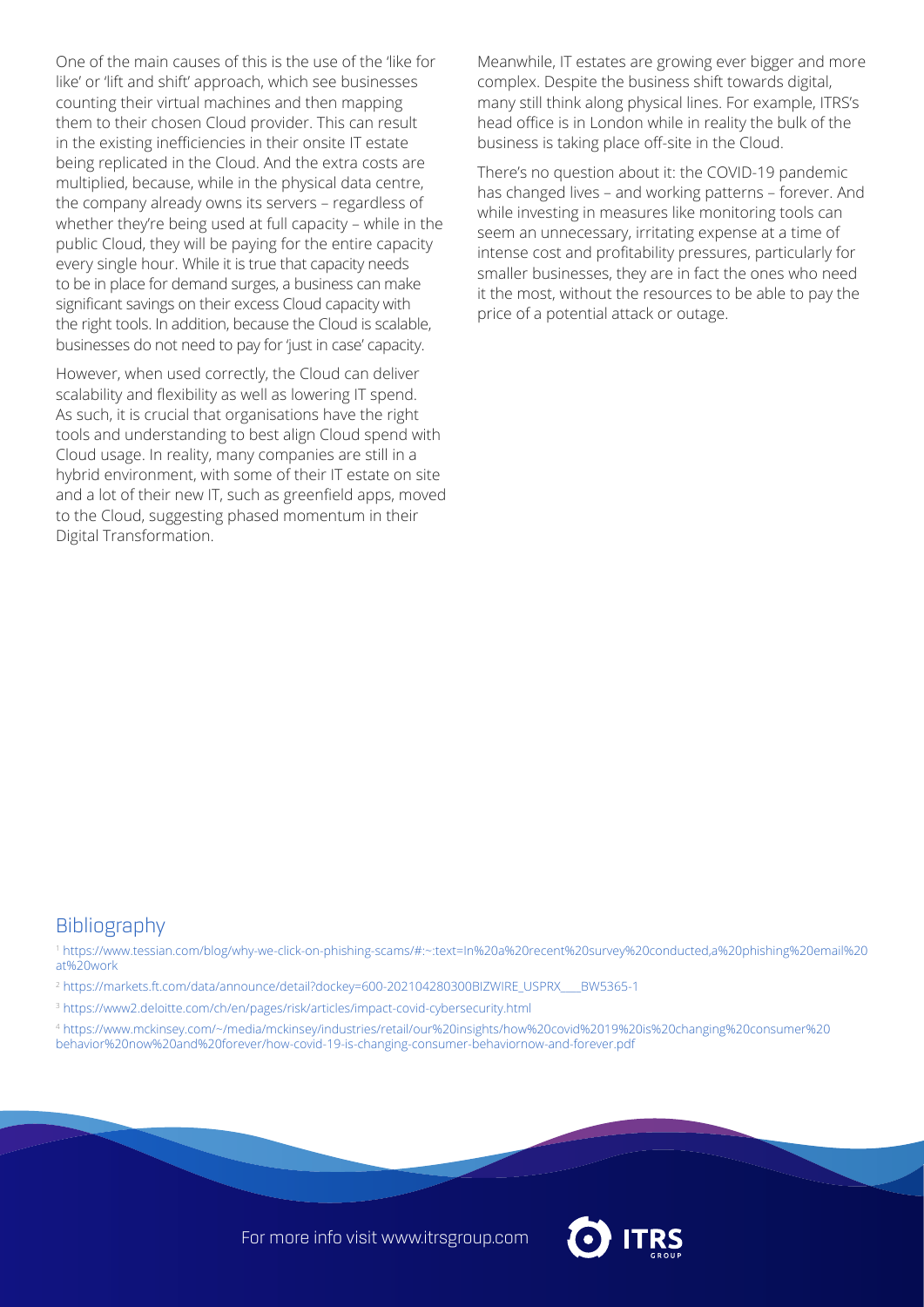One of the main causes of this is the use of the 'like for like' or 'lift and shift' approach, which see businesses counting their virtual machines and then mapping them to their chosen Cloud provider. This can result in the existing inefficiencies in their onsite IT estate being replicated in the Cloud. And the extra costs are multiplied, because, while in the physical data centre, the company already owns its servers – regardless of whether they're being used at full capacity – while in the public Cloud, they will be paying for the entire capacity every single hour. While it is true that capacity needs to be in place for demand surges, a business can make significant savings on their excess Cloud capacity with the right tools. In addition, because the Cloud is scalable, businesses do not need to pay for 'just in case' capacity.

However, when used correctly, the Cloud can deliver scalability and flexibility as well as lowering IT spend. As such, it is crucial that organisations have the right tools and understanding to best align Cloud spend with Cloud usage. In reality, many companies are still in a hybrid environment, with some of their IT estate on site and a lot of their new IT, such as greenfield apps, moved to the Cloud, suggesting phased momentum in their Digital Transformation.

Meanwhile, IT estates are growing ever bigger and more complex. Despite the business shift towards digital, many still think along physical lines. For example, ITRS's head office is in London while in reality the bulk of the business is taking place off-site in the Cloud.

There's no question about it: the COVID-19 pandemic has changed lives – and working patterns – forever. And while investing in measures like monitoring tools can seem an unnecessary, irritating expense at a time of intense cost and profitability pressures, particularly for smaller businesses, they are in fact the ones who need it the most, without the resources to be able to pay the price of a potential attack or outage.

## Bibliography

[1] https://www.tessian.com/blog/why-we-click-on-phishing-scams/#:~:text=In%20a%20recent%20survey%20conducted,a%20phishing%20email%20at%20work

[2] https://markets.ft.com/data/announce/detail?dockey=600-202104280300BIZWIRE_USPRX____BW5365-1

[3] https://www2.deloitte.com/ch/en/pages/risk/articles/impact-covid-cybersecurity.html

[4] https://www.mckinsey.com/~/media/mckinsey/industries/retail/our%20insights/how%20covid%2019%20is%20changing%20consumer%20behavior%20now%20and%20forever/how-covid-19-is-changing-consumer-behaviornow-and-forever.pdf

For more info visit www.itrsgroup.com